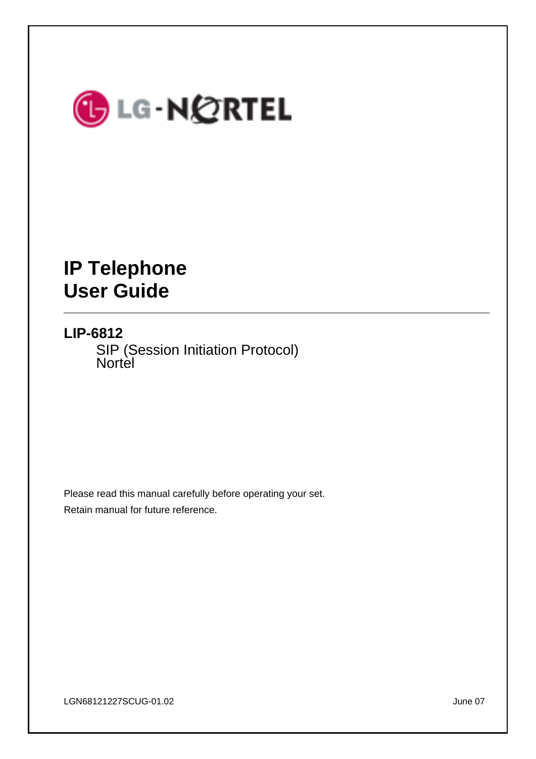LG-NORTEL

# IP Telephone
# User Guide

---

**LIP-6812**

SIP (Session Initiation Protocol)
Nortel

Please read this manual carefully before operating your set.

Retain manual for future reference.

LGN68121227SCUG-01.02

June 07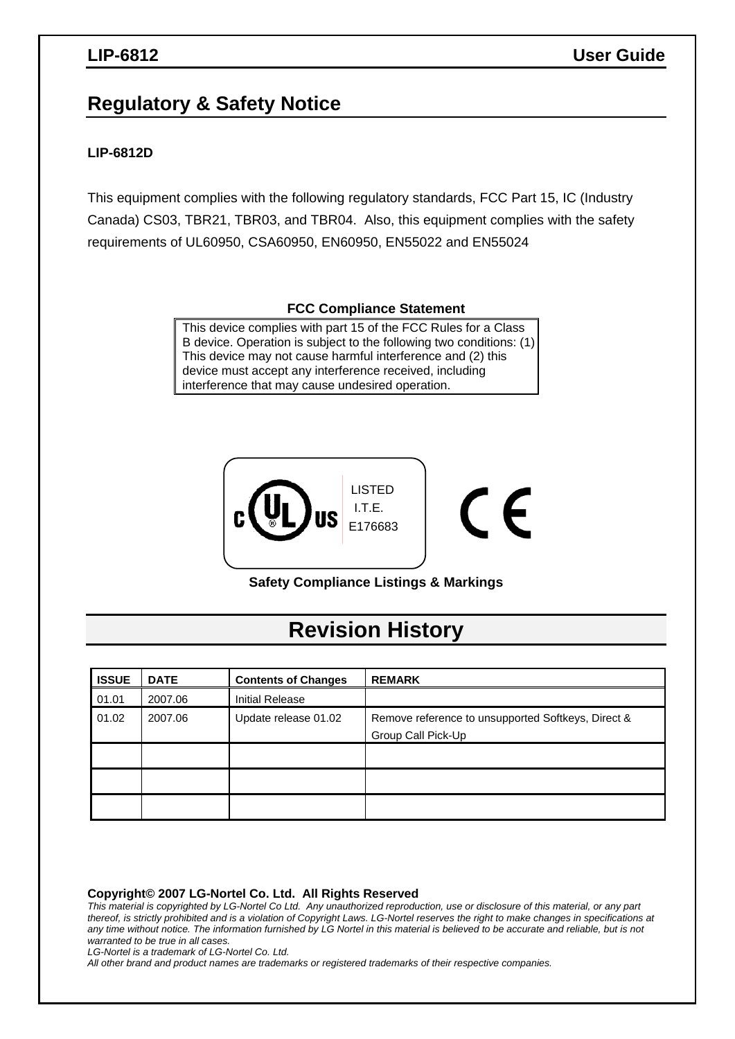## Regulatory & Safety Notice

**LIP-6812D**

This equipment complies with the following regulatory standards, FCC Part 15, IC (Industry Canada) CS03, TBR21, TBR03, and TBR04. Also, this equipment complies with the safety requirements of UL60950, CSA60950, EN60950, EN55022 and EN55024

**FCC Compliance Statement**

This device complies with part 15 of the FCC Rules for a Class B device. Operation is subject to the following two conditions: (1) This device may not cause harmful interference and (2) this device must accept any interference received, including interference that may cause undesired operation.

LISTED
I.T.E.
E176683

**Safety Compliance Listings & Markings**

# Revision History

| ISSUE | DATE | Contents of Changes | REMARK |
|---|---|---|---|
| 01.01 | 2007.06 | Initial Release | |
| 01.02 | 2007.06 | Update release 01.02 | Remove reference to unsupported Softkeys, Direct & Group Call Pick-Up |
| | | | |
| | | | |
| | | | |

**Copyright© 2007 LG-Nortel Co. Ltd. All Rights Reserved**

*This material is copyrighted by LG-Nortel Co Ltd. Any unauthorized reproduction, use or disclosure of this material, or any part thereof, is strictly prohibited and is a violation of Copyright Laws. LG-Nortel reserves the right to make changes in specifications at any time without notice. The information furnished by LG Nortel in this material is believed to be accurate and reliable, but is not warranted to be true in all cases.*

*LG-Nortel is a trademark of LG-Nortel Co. Ltd.*

*All other brand and product names are trademarks or registered trademarks of their respective companies.*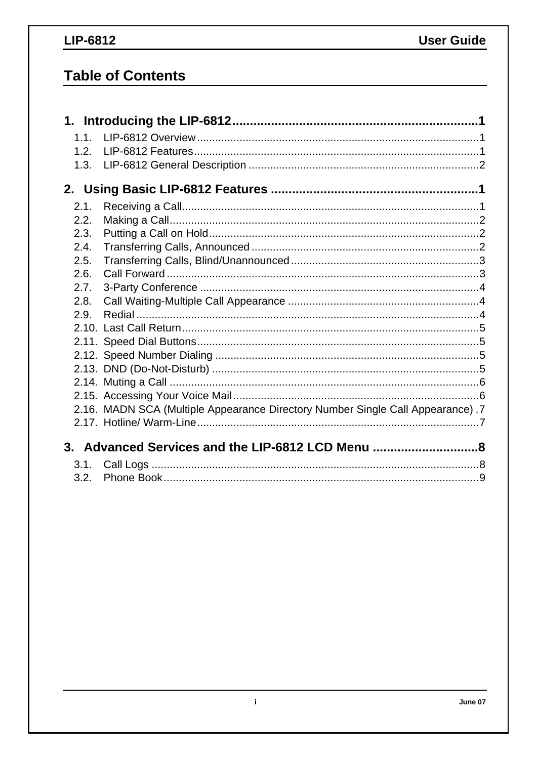# Table of Contents

**1. Introducing the LIP-6812 ........................................................ 1**

- 1.1. LIP-6812 Overview ........................................................ 1
- 1.2. LIP-6812 Features ........................................................ 1
- 1.3. LIP-6812 General Description ........................................................ 2

**2. Using Basic LIP-6812 Features ........................................................ 1**

- 2.1. Receiving a Call ........................................................ 1
- 2.2. Making a Call ........................................................ 2
- 2.3. Putting a Call on Hold ........................................................ 2
- 2.4. Transferring Calls, Announced ........................................................ 2
- 2.5. Transferring Calls, Blind/Unannounced ........................................................ 3
- 2.6. Call Forward ........................................................ 3
- 2.7. 3-Party Conference ........................................................ 4
- 2.8. Call Waiting-Multiple Call Appearance ........................................................ 4
- 2.9. Redial ........................................................ 4
- 2.10. Last Call Return ........................................................ 5
- 2.11. Speed Dial Buttons ........................................................ 5
- 2.12. Speed Number Dialing ........................................................ 5
- 2.13. DND (Do-Not-Disturb) ........................................................ 5
- 2.14. Muting a Call ........................................................ 6
- 2.15. Accessing Your Voice Mail ........................................................ 6
- 2.16. MADN SCA (Multiple Appearance Directory Number Single Call Appearance) . 7
- 2.17. Hotline/ Warm-Line ........................................................ 7

**3. Advanced Services and the LIP-6812 LCD Menu ........................................................ 8**

- 3.1. Call Logs ........................................................ 8
- 3.2. Phone Book ........................................................ 9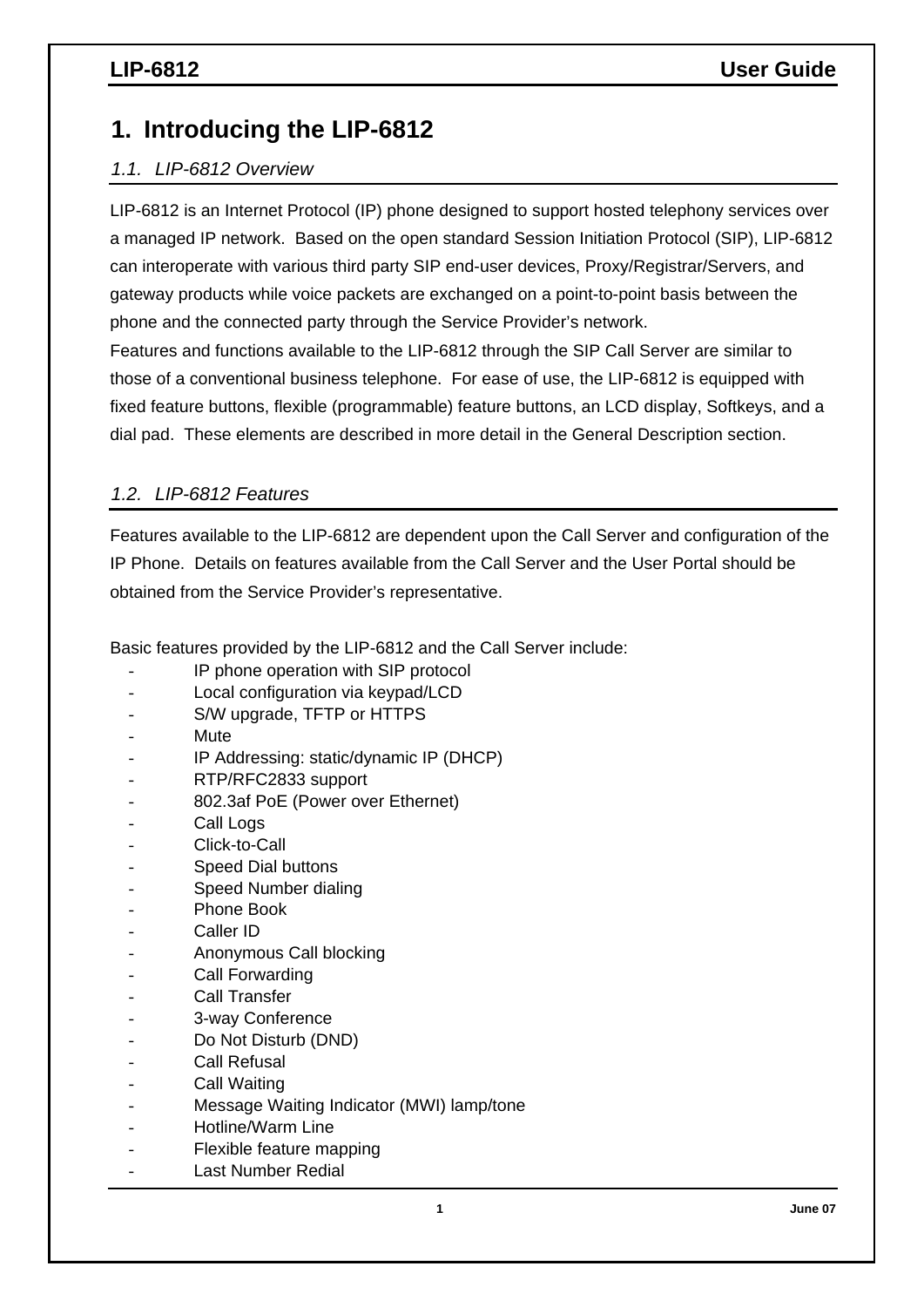# 1. Introducing the LIP-6812

## *1.1. LIP-6812 Overview*

LIP-6812 is an Internet Protocol (IP) phone designed to support hosted telephony services over a managed IP network. Based on the open standard Session Initiation Protocol (SIP), LIP-6812 can interoperate with various third party SIP end-user devices, Proxy/Registrar/Servers, and gateway products while voice packets are exchanged on a point-to-point basis between the phone and the connected party through the Service Provider's network.
Features and functions available to the LIP-6812 through the SIP Call Server are similar to those of a conventional business telephone. For ease of use, the LIP-6812 is equipped with fixed feature buttons, flexible (programmable) feature buttons, an LCD display, Softkeys, and a dial pad. These elements are described in more detail in the General Description section.

## *1.2. LIP-6812 Features*

Features available to the LIP-6812 are dependent upon the Call Server and configuration of the IP Phone. Details on features available from the Call Server and the User Portal should be obtained from the Service Provider's representative.

Basic features provided by the LIP-6812 and the Call Server include:

- IP phone operation with SIP protocol
- Local configuration via keypad/LCD
- S/W upgrade, TFTP or HTTPS
- Mute
- IP Addressing: static/dynamic IP (DHCP)
- RTP/RFC2833 support
- 802.3af PoE (Power over Ethernet)
- Call Logs
- Click-to-Call
- Speed Dial buttons
- Speed Number dialing
- Phone Book
- Caller ID
- Anonymous Call blocking
- Call Forwarding
- Call Transfer
- 3-way Conference
- Do Not Disturb (DND)
- Call Refusal
- Call Waiting
- Message Waiting Indicator (MWI) lamp/tone
- Hotline/Warm Line
- Flexible feature mapping
- Last Number Redial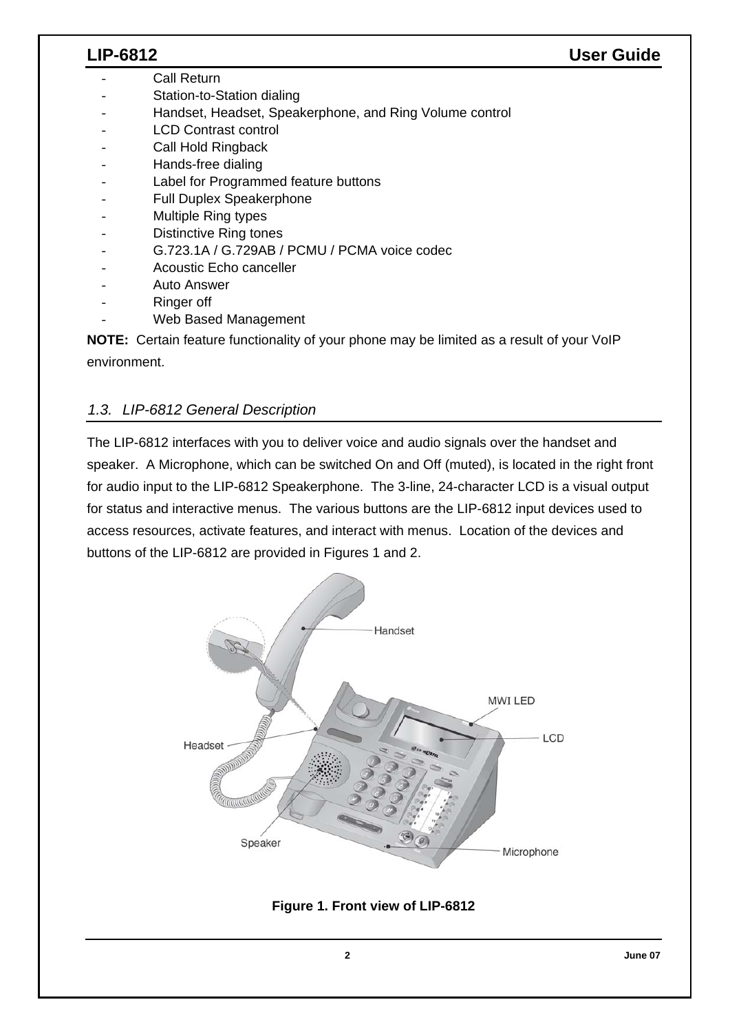- Call Return
- Station-to-Station dialing
- Handset, Headset, Speakerphone, and Ring Volume control
- LCD Contrast control
- Call Hold Ringback
- Hands-free dialing
- Label for Programmed feature buttons
- Full Duplex Speakerphone
- Multiple Ring types
- Distinctive Ring tones
- G.723.1A / G.729AB / PCMU / PCMA voice codec
- Acoustic Echo canceller
- Auto Answer
- Ringer off
- Web Based Management

**NOTE:** Certain feature functionality of your phone may be limited as a result of your VoIP environment.

### *1.3. LIP-6812 General Description*

The LIP-6812 interfaces with you to deliver voice and audio signals over the handset and speaker. A Microphone, which can be switched On and Off (muted), is located in the right front for audio input to the LIP-6812 Speakerphone. The 3-line, 24-character LCD is a visual output for status and interactive menus. The various buttons are the LIP-6812 input devices used to access resources, activate features, and interact with menus. Location of the devices and buttons of the LIP-6812 are provided in Figures 1 and 2.

**Figure 1. Front view of LIP-6812**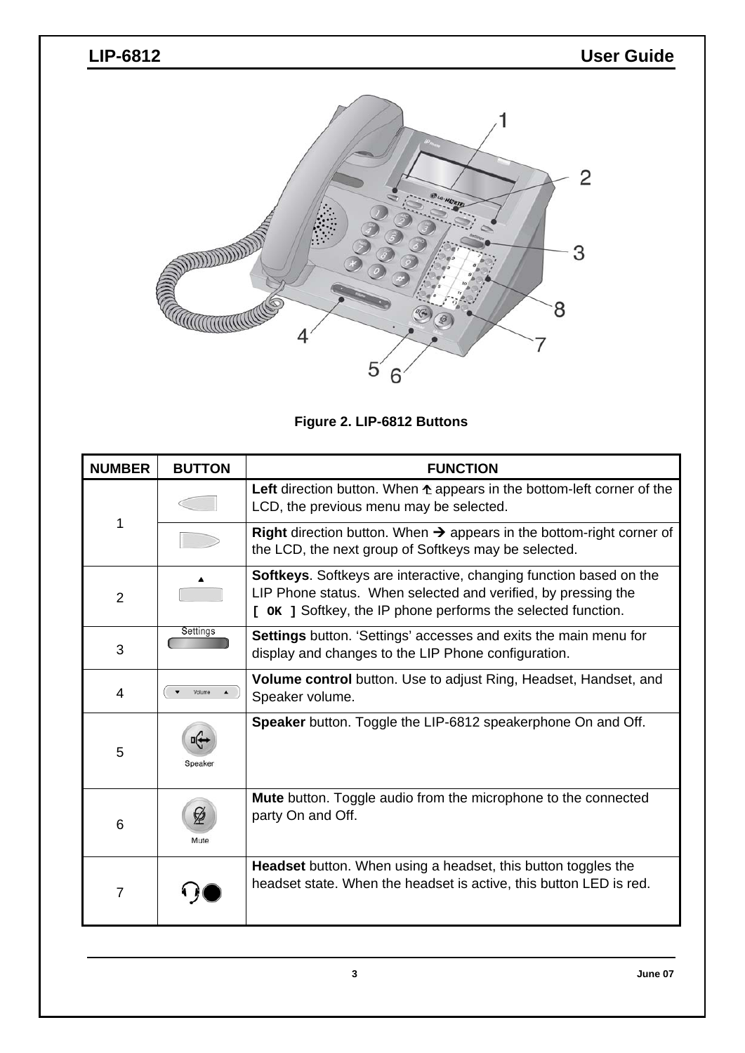Figure 2. LIP-6812 Buttons

| NUMBER | BUTTON | FUNCTION |
|---|---|---|
| 1 | | **Left** direction button. When ⮤ appears in the bottom-left corner of the LCD, the previous menu may be selected. |
| | | **Right** direction button. When ➔ appears in the bottom-right corner of the LCD, the next group of Softkeys may be selected. |
| 2 | | **Softkeys**. Softkeys are interactive, changing function based on the LIP Phone status. When selected and verified, by pressing the **[ OK ]** Softkey, the IP phone performs the selected function. |
| 3 | Settings | **Settings** button. 'Settings' accesses and exits the main menu for display and changes to the LIP Phone configuration. |
| 4 | Volume | **Volume control** button. Use to adjust Ring, Headset, Handset, and Speaker volume. |
| 5 | Speaker | **Speaker** button. Toggle the LIP-6812 speakerphone On and Off. |
| 6 | Mute | **Mute** button. Toggle audio from the microphone to the connected party On and Off. |
| 7 | | **Headset** button. When using a headset, this button toggles the headset state. When the headset is active, this button LED is red. |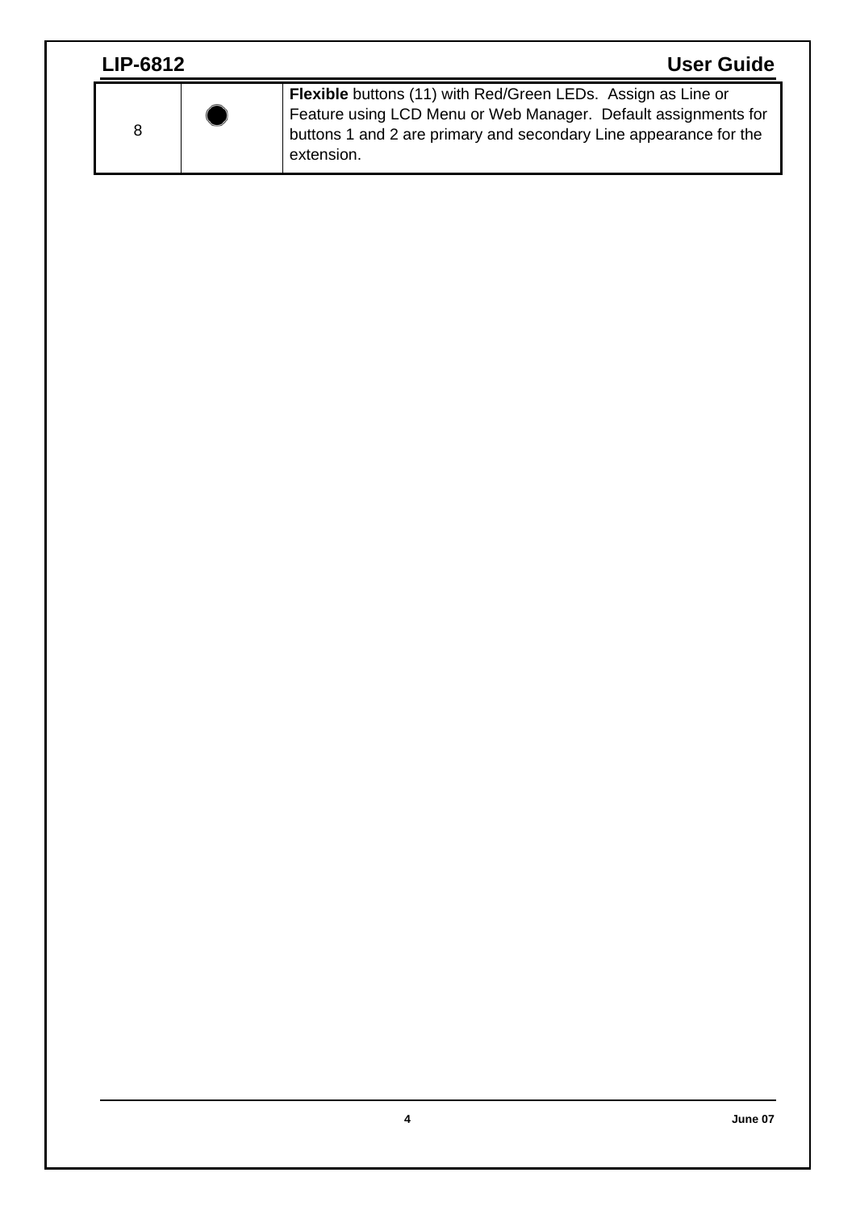| | | |
|---|---|---|
| 8 | ● | **Flexible** buttons (11) with Red/Green LEDs. Assign as Line or Feature using LCD Menu or Web Manager. Default assignments for buttons 1 and 2 are primary and secondary Line appearance for the extension. |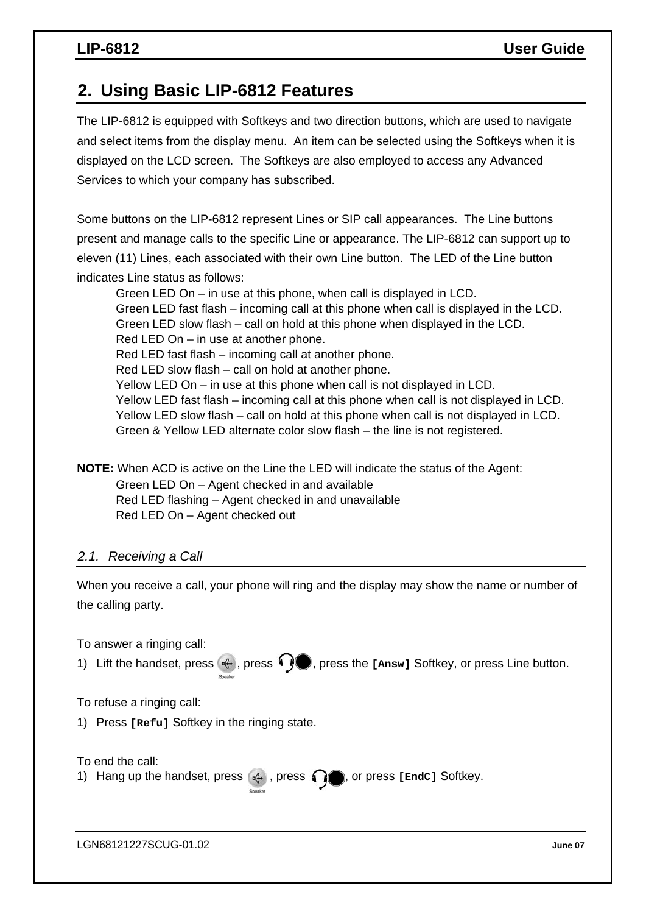## 2. Using Basic LIP-6812 Features

The LIP-6812 is equipped with Softkeys and two direction buttons, which are used to navigate and select items from the display menu. An item can be selected using the Softkeys when it is displayed on the LCD screen. The Softkeys are also employed to access any Advanced Services to which your company has subscribed.

Some buttons on the LIP-6812 represent Lines or SIP call appearances. The Line buttons present and manage calls to the specific Line or appearance. The LIP-6812 can support up to eleven (11) Lines, each associated with their own Line button. The LED of the Line button indicates Line status as follows:

Green LED On – in use at this phone, when call is displayed in LCD.
Green LED fast flash – incoming call at this phone when call is displayed in the LCD.
Green LED slow flash – call on hold at this phone when displayed in the LCD.
Red LED On – in use at another phone.
Red LED fast flash – incoming call at another phone.
Red LED slow flash – call on hold at another phone.
Yellow LED On – in use at this phone when call is not displayed in LCD.
Yellow LED fast flash – incoming call at this phone when call is not displayed in LCD.
Yellow LED slow flash – call on hold at this phone when call is not displayed in LCD.
Green & Yellow LED alternate color slow flash – the line is not registered.

**NOTE:** When ACD is active on the Line the LED will indicate the status of the Agent:
Green LED On – Agent checked in and available
Red LED flashing – Agent checked in and unavailable
Red LED On – Agent checked out

### *2.1. Receiving a Call*

When you receive a call, your phone will ring and the display may show the name or number of the calling party.

To answer a ringing call:

1) Lift the handset, press Speaker, press headset, press the **[Answ]** Softkey, or press Line button.

To refuse a ringing call:

1) Press **[Refu]** Softkey in the ringing state.

To end the call:

1) Hang up the handset, press Speaker, press headset, or press **[EndC]** Softkey.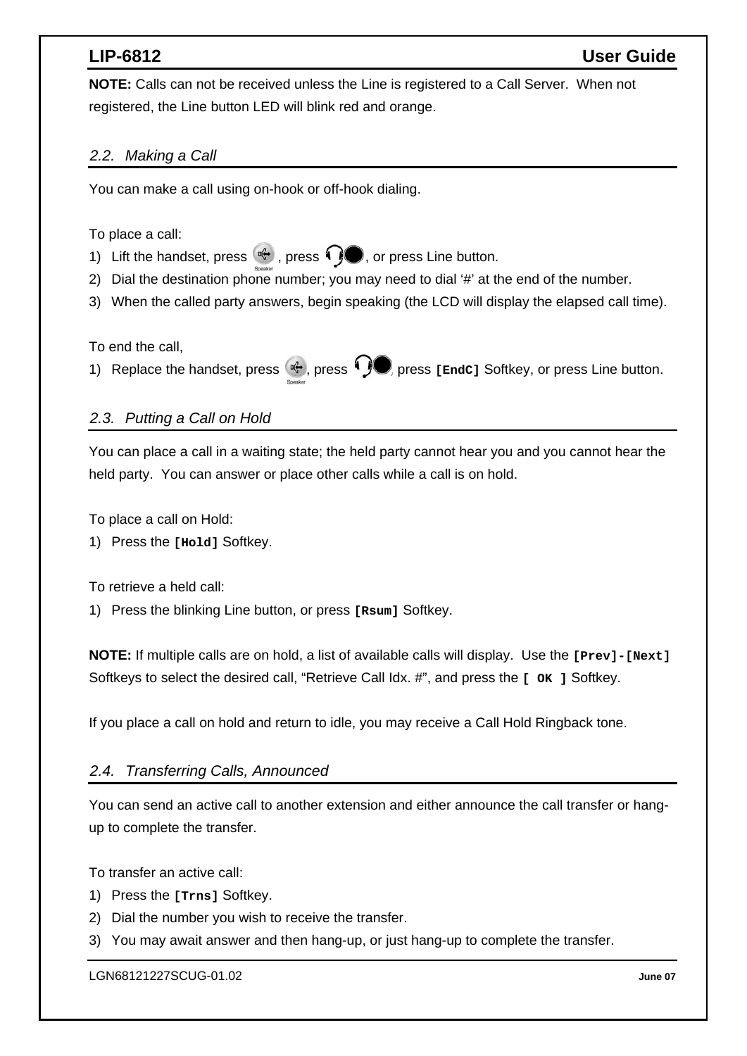**NOTE:** Calls can not be received unless the Line is registered to a Call Server. When not registered, the Line button LED will blink red and orange.

## *2.2. Making a Call*

You can make a call using on-hook or off-hook dialing.

To place a call:

1) Lift the handset, press Speaker, press the headset button, or press Line button.
2) Dial the destination phone number; you may need to dial '#' at the end of the number.
3) When the called party answers, begin speaking (the LCD will display the elapsed call time).

To end the call,

1) Replace the handset, press Speaker, press the headset button, press **`[EndC]`** Softkey, or press Line button.

## *2.3. Putting a Call on Hold*

You can place a call in a waiting state; the held party cannot hear you and you cannot hear the held party. You can answer or place other calls while a call is on hold.

To place a call on Hold:

1) Press the **`[Hold]`** Softkey.

To retrieve a held call:

1) Press the blinking Line button, or press **`[Rsum]`** Softkey.

**NOTE:** If multiple calls are on hold, a list of available calls will display. Use the **`[Prev]-[Next]`** Softkeys to select the desired call, "Retrieve Call Idx. #", and press the **`[ OK ]`** Softkey.

If you place a call on hold and return to idle, you may receive a Call Hold Ringback tone.

## *2.4. Transferring Calls, Announced*

You can send an active call to another extension and either announce the call transfer or hang-up to complete the transfer.

To transfer an active call:

1) Press the **`[Trns]`** Softkey.
2) Dial the number you wish to receive the transfer.
3) You may await answer and then hang-up, or just hang-up to complete the transfer.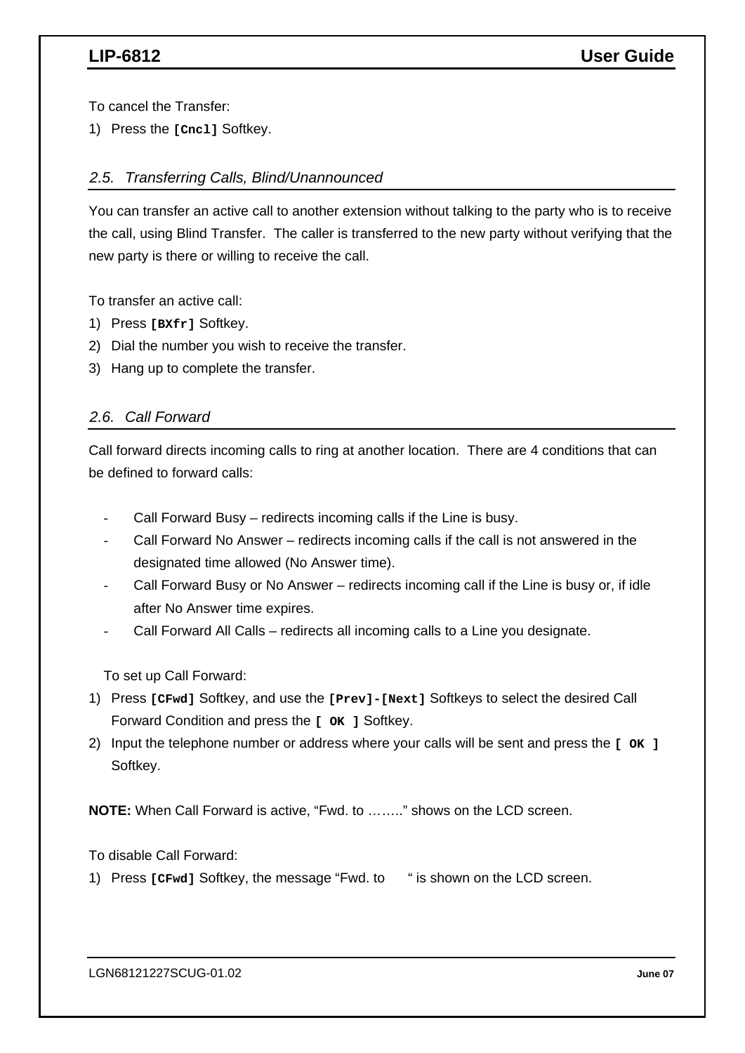To cancel the Transfer:

1) Press the **[Cncl]** Softkey.

## *2.5. Transferring Calls, Blind/Unannounced*

You can transfer an active call to another extension without talking to the party who is to receive the call, using Blind Transfer. The caller is transferred to the new party without verifying that the new party is there or willing to receive the call.

To transfer an active call:

1) Press **[BXfr]** Softkey.
2) Dial the number you wish to receive the transfer.
3) Hang up to complete the transfer.

## *2.6. Call Forward*

Call forward directs incoming calls to ring at another location. There are 4 conditions that can be defined to forward calls:

- Call Forward Busy – redirects incoming calls if the Line is busy.
- Call Forward No Answer – redirects incoming calls if the call is not answered in the designated time allowed (No Answer time).
- Call Forward Busy or No Answer – redirects incoming call if the Line is busy or, if idle after No Answer time expires.
- Call Forward All Calls – redirects all incoming calls to a Line you designate.

To set up Call Forward:

1) Press **[CFwd]** Softkey, and use the **[Prev]-[Next]** Softkeys to select the desired Call Forward Condition and press the **[ OK ]** Softkey.
2) Input the telephone number or address where your calls will be sent and press the **[ OK ]** Softkey.

**NOTE:** When Call Forward is active, “Fwd. to ……..” shows on the LCD screen.

To disable Call Forward:

1) Press **[CFwd]** Softkey, the message “Fwd. to “ is shown on the LCD screen.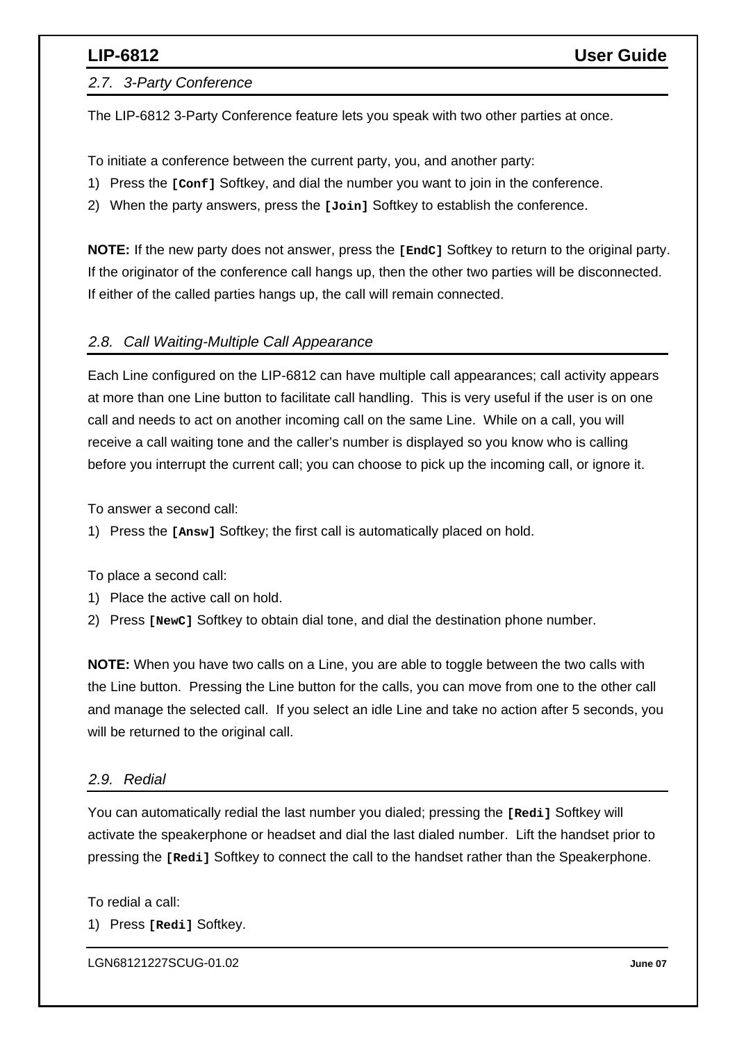## *2.7. 3-Party Conference*

The LIP-6812 3-Party Conference feature lets you speak with two other parties at once.

To initiate a conference between the current party, you, and another party:

1) Press the **`[Conf]`** Softkey, and dial the number you want to join in the conference.
2) When the party answers, press the **`[Join]`** Softkey to establish the conference.

**NOTE:** If the new party does not answer, press the **`[EndC]`** Softkey to return to the original party. If the originator of the conference call hangs up, then the other two parties will be disconnected. If either of the called parties hangs up, the call will remain connected.

## *2.8. Call Waiting-Multiple Call Appearance*

Each Line configured on the LIP-6812 can have multiple call appearances; call activity appears at more than one Line button to facilitate call handling. This is very useful if the user is on one call and needs to act on another incoming call on the same Line. While on a call, you will receive a call waiting tone and the caller's number is displayed so you know who is calling before you interrupt the current call; you can choose to pick up the incoming call, or ignore it.

To answer a second call:

1) Press the **`[Answ]`** Softkey; the first call is automatically placed on hold.

To place a second call:

1) Place the active call on hold.
2) Press **`[NewC]`** Softkey to obtain dial tone, and dial the destination phone number.

**NOTE:** When you have two calls on a Line, you are able to toggle between the two calls with the Line button. Pressing the Line button for the calls, you can move from one to the other call and manage the selected call. If you select an idle Line and take no action after 5 seconds, you will be returned to the original call.

## *2.9. Redial*

You can automatically redial the last number you dialed; pressing the **`[Redi]`** Softkey will activate the speakerphone or headset and dial the last dialed number. Lift the handset prior to pressing the **`[Redi]`** Softkey to connect the call to the handset rather than the Speakerphone.

To redial a call:

1) Press **`[Redi]`** Softkey.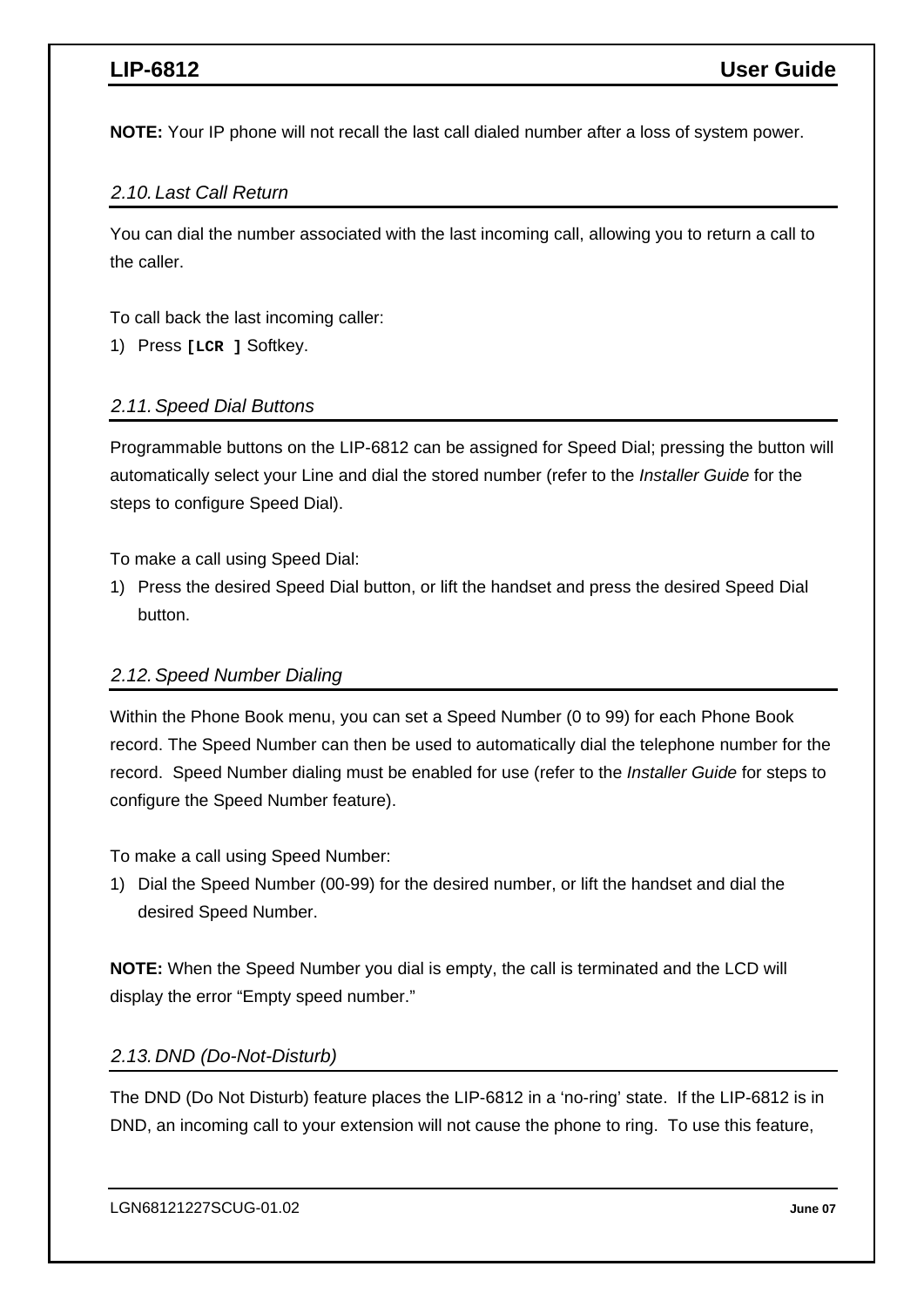**NOTE:** Your IP phone will not recall the last call dialed number after a loss of system power.

## 2.10. Last Call Return

You can dial the number associated with the last incoming call, allowing you to return a call to the caller.

To call back the last incoming caller:

1) Press **`[LCR ]`** Softkey.

## 2.11. Speed Dial Buttons

Programmable buttons on the LIP-6812 can be assigned for Speed Dial; pressing the button will automatically select your Line and dial the stored number (refer to the *Installer Guide* for the steps to configure Speed Dial).

To make a call using Speed Dial:

1) Press the desired Speed Dial button, or lift the handset and press the desired Speed Dial button.

## 2.12. Speed Number Dialing

Within the Phone Book menu, you can set a Speed Number (0 to 99) for each Phone Book record. The Speed Number can then be used to automatically dial the telephone number for the record.  Speed Number dialing must be enabled for use (refer to the *Installer Guide* for steps to configure the Speed Number feature).

To make a call using Speed Number:

1) Dial the Speed Number (00-99) for the desired number, or lift the handset and dial the desired Speed Number.

**NOTE:** When the Speed Number you dial is empty, the call is terminated and the LCD will display the error “Empty speed number.”

## 2.13. DND (Do-Not-Disturb)

The DND (Do Not Disturb) feature places the LIP-6812 in a ‘no-ring’ state.  If the LIP-6812 is in DND, an incoming call to your extension will not cause the phone to ring.  To use this feature,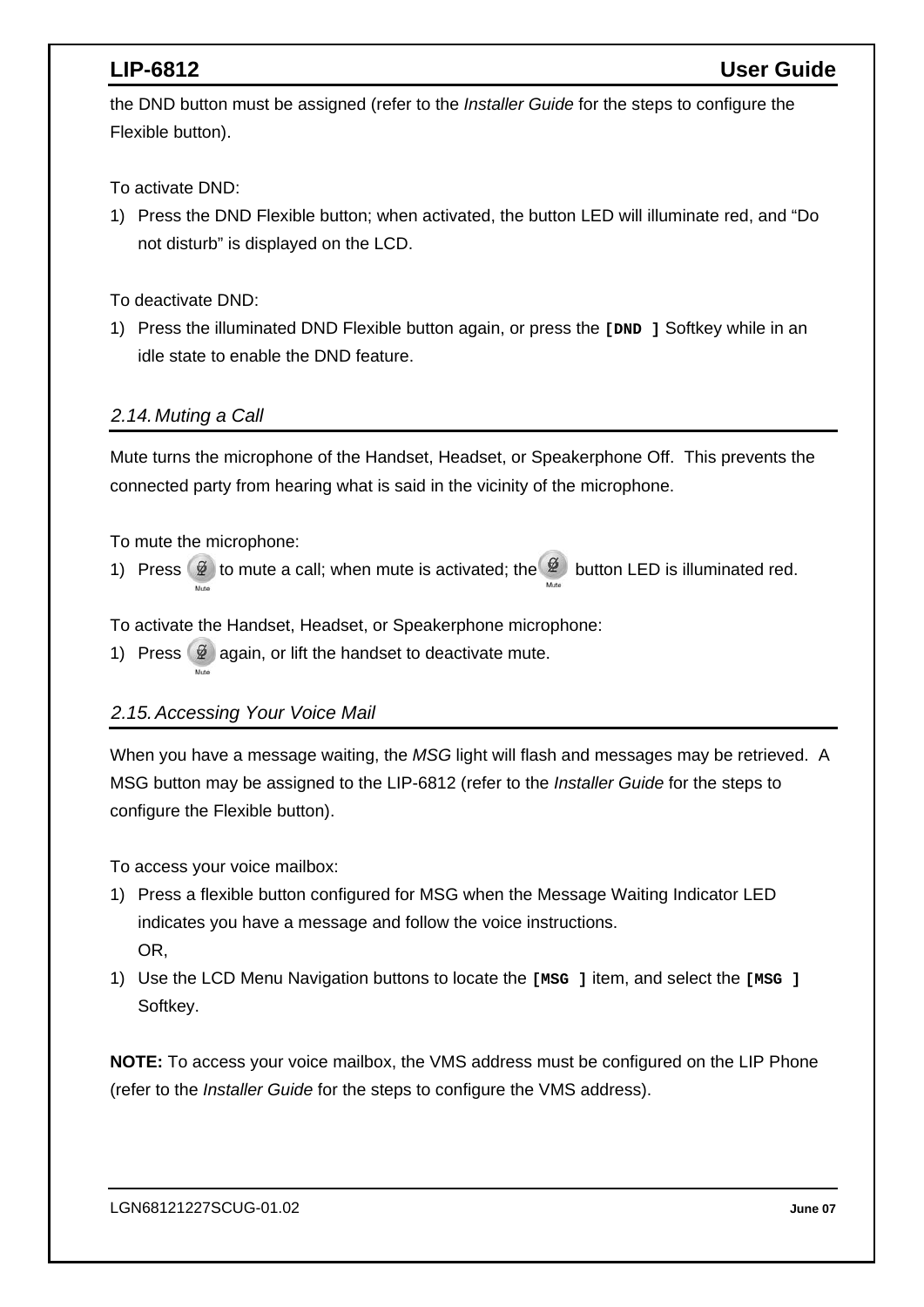the DND button must be assigned (refer to the *Installer Guide* for the steps to configure the Flexible button).

To activate DND:

1) Press the DND Flexible button; when activated, the button LED will illuminate red, and “Do not disturb” is displayed on the LCD.

To deactivate DND:

1) Press the illuminated DND Flexible button again, or press the **[DND ]** Softkey while in an idle state to enable the DND feature.

## *2.14. Muting a Call*

Mute turns the microphone of the Handset, Headset, or Speakerphone Off. This prevents the connected party from hearing what is said in the vicinity of the microphone.

To mute the microphone:

1) Press Mute to mute a call; when mute is activated; the Mute button LED is illuminated red.

To activate the Handset, Headset, or Speakerphone microphone:

1) Press Mute again, or lift the handset to deactivate mute.

## *2.15. Accessing Your Voice Mail*

When you have a message waiting, the *MSG* light will flash and messages may be retrieved. A MSG button may be assigned to the LIP-6812 (refer to the *Installer Guide* for the steps to configure the Flexible button).

To access your voice mailbox:

1) Press a flexible button configured for MSG when the Message Waiting Indicator LED indicates you have a message and follow the voice instructions.
   OR,
1) Use the LCD Menu Navigation buttons to locate the **[MSG ]** item, and select the **[MSG ]** Softkey.

**NOTE:** To access your voice mailbox, the VMS address must be configured on the LIP Phone (refer to the *Installer Guide* for the steps to configure the VMS address).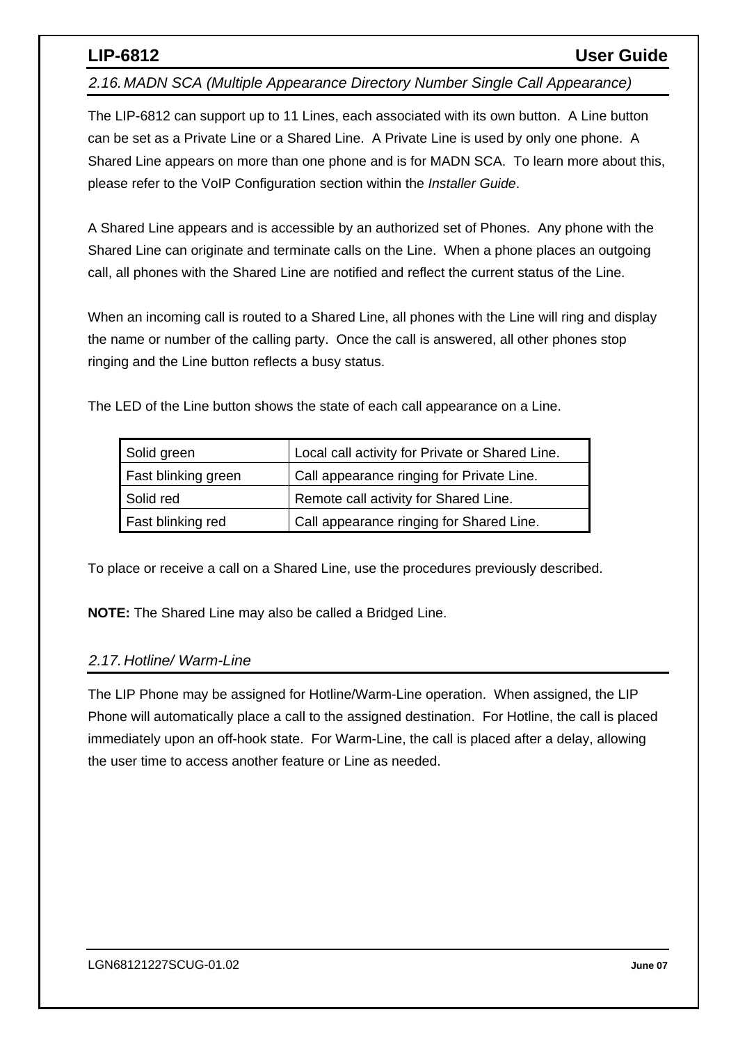## *2.16. MADN SCA (Multiple Appearance Directory Number Single Call Appearance)*

The LIP-6812 can support up to 11 Lines, each associated with its own button. A Line button can be set as a Private Line or a Shared Line. A Private Line is used by only one phone. A Shared Line appears on more than one phone and is for MADN SCA. To learn more about this, please refer to the VoIP Configuration section within the *Installer Guide*.

A Shared Line appears and is accessible by an authorized set of Phones. Any phone with the Shared Line can originate and terminate calls on the Line. When a phone places an outgoing call, all phones with the Shared Line are notified and reflect the current status of the Line.

When an incoming call is routed to a Shared Line, all phones with the Line will ring and display the name or number of the calling party. Once the call is answered, all other phones stop ringing and the Line button reflects a busy status.

The LED of the Line button shows the state of each call appearance on a Line.

| Solid green | Local call activity for Private or Shared Line. |
|---|---|
| Fast blinking green | Call appearance ringing for Private Line. |
| Solid red | Remote call activity for Shared Line. |
| Fast blinking red | Call appearance ringing for Shared Line. |

To place or receive a call on a Shared Line, use the procedures previously described.

**NOTE:** The Shared Line may also be called a Bridged Line.

## *2.17. Hotline/ Warm-Line*

The LIP Phone may be assigned for Hotline/Warm-Line operation. When assigned, the LIP Phone will automatically place a call to the assigned destination. For Hotline, the call is placed immediately upon an off-hook state. For Warm-Line, the call is placed after a delay, allowing the user time to access another feature or Line as needed.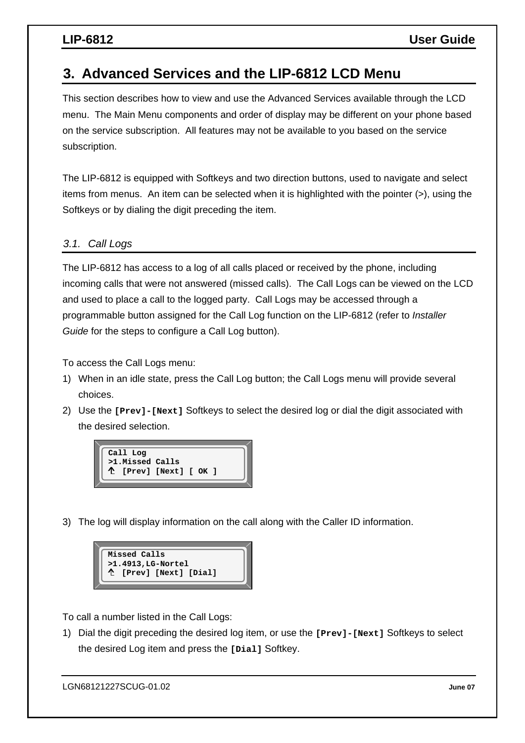# 3. Advanced Services and the LIP-6812 LCD Menu

This section describes how to view and use the Advanced Services available through the LCD menu. The Main Menu components and order of display may be different on your phone based on the service subscription. All features may not be available to you based on the service subscription.

The LIP-6812 is equipped with Softkeys and two direction buttons, used to navigate and select items from menus. An item can be selected when it is highlighted with the pointer (>), using the Softkeys or by dialing the digit preceding the item.

## 3.1. Call Logs

The LIP-6812 has access to a log of all calls placed or received by the phone, including incoming calls that were not answered (missed calls). The Call Logs can be viewed on the LCD and used to place a call to the logged party. Call Logs may be accessed through a programmable button assigned for the Call Log function on the LIP-6812 (refer to *Installer Guide* for the steps to configure a Call Log button).

To access the Call Logs menu:

1) When in an idle state, press the Call Log button; the Call Logs menu will provide several choices.
2) Use the **[Prev]-[Next]** Softkeys to select the desired log or dial the digit associated with the desired selection.

```
Call Log
>1.Missed Calls
↑  [Prev] [Next] [ OK ]
```

3) The log will display information on the call along with the Caller ID information.

```
Missed Calls
>1.4913,LG-Nortel
↑  [Prev] [Next] [Dial]
```

To call a number listed in the Call Logs:

1) Dial the digit preceding the desired log item, or use the **[Prev]-[Next]** Softkeys to select the desired Log item and press the **[Dial]** Softkey.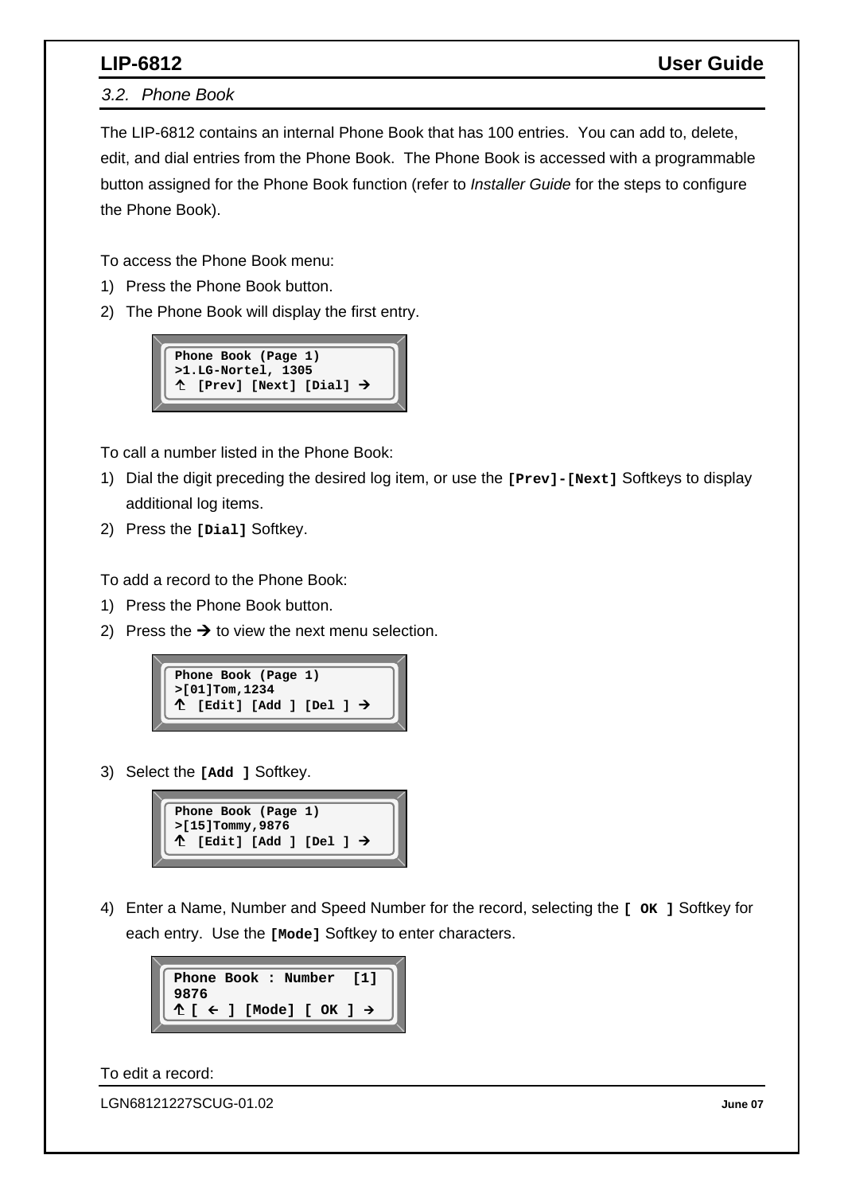## 3.2. Phone Book

The LIP-6812 contains an internal Phone Book that has 100 entries. You can add to, delete, edit, and dial entries from the Phone Book. The Phone Book is accessed with a programmable button assigned for the Phone Book function (refer to *Installer Guide* for the steps to configure the Phone Book).

To access the Phone Book menu:

1) Press the Phone Book button.
2) The Phone Book will display the first entry.

```
Phone Book (Page 1)
>1.LG-Nortel, 1305
↑ [Prev] [Next] [Dial] →
```

To call a number listed in the Phone Book:

1) Dial the digit preceding the desired log item, or use the **[Prev]-[Next]** Softkeys to display additional log items.
2) Press the **[Dial]** Softkey.

To add a record to the Phone Book:

1) Press the Phone Book button.
2) Press the → to view the next menu selection.

```
Phone Book (Page 1)
>[01]Tom,1234
↑ [Edit] [Add ] [Del ] →
```

3) Select the **[Add ]** Softkey.

```
Phone Book (Page 1)
>[15]Tommy,9876
↑ [Edit] [Add ] [Del ] →
```

4) Enter a Name, Number and Speed Number for the record, selecting the **[ OK ]** Softkey for each entry. Use the **[Mode]** Softkey to enter characters.

```
Phone Book : Number  [1]
9876
↑ [ ← ] [Mode] [ OK ] →
```

To edit a record: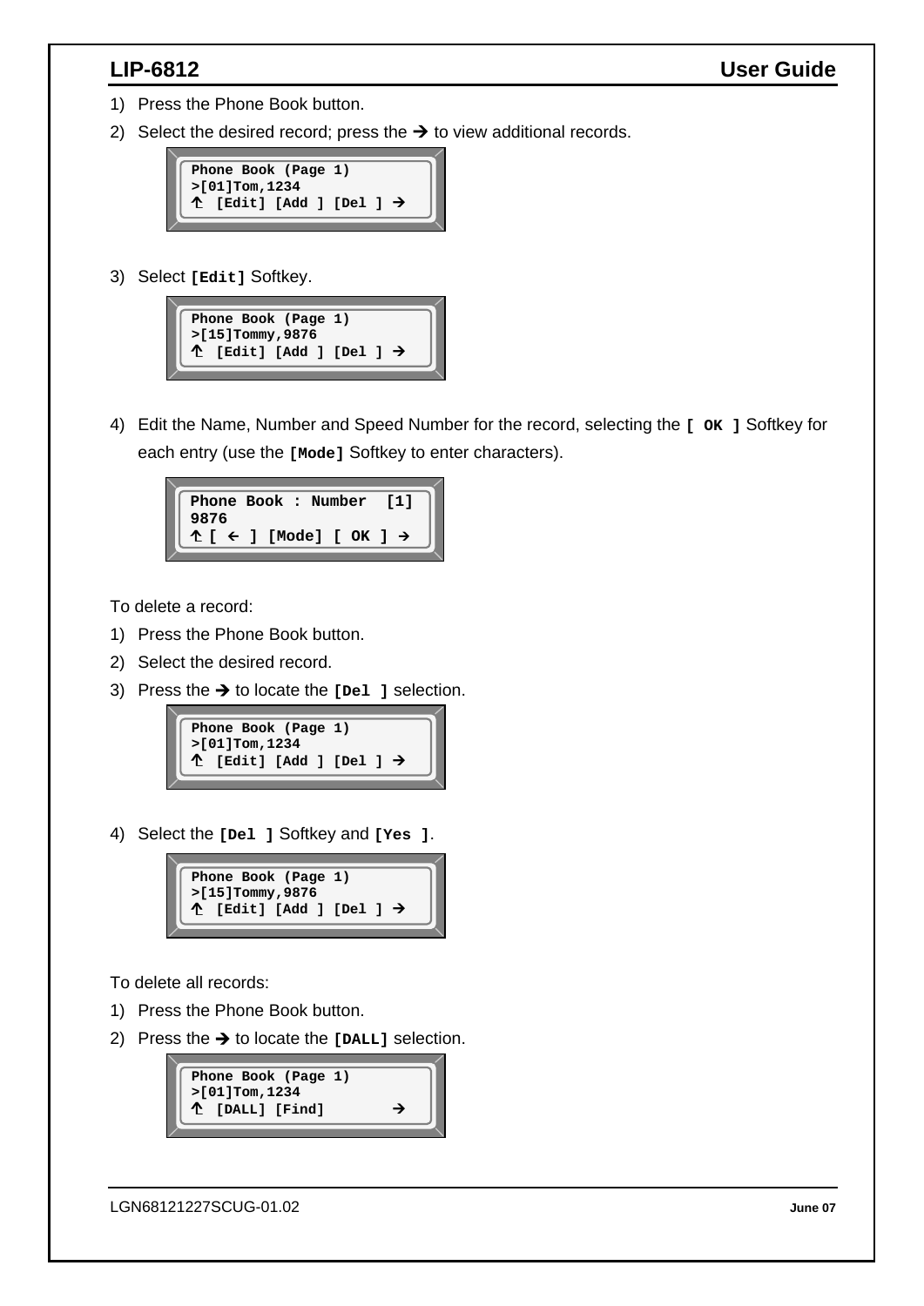1) Press the Phone Book button.
2) Select the desired record; press the → to view additional records.

```
Phone Book (Page 1)
>[01]Tom,1234
↰ [Edit] [Add ] [Del ] →
```

3) Select **[Edit]** Softkey.

```
Phone Book (Page 1)
>[15]Tommy,9876
↰ [Edit] [Add ] [Del ] →
```

4) Edit the Name, Number and Speed Number for the record, selecting the **[ OK ]** Softkey for each entry (use the **[Mode]** Softkey to enter characters).

```
Phone Book : Number  [1]
9876
↰ [ ← ] [Mode] [ OK ] →
```

To delete a record:

1) Press the Phone Book button.
2) Select the desired record.
3) Press the → to locate the **[Del ]** selection.

```
Phone Book (Page 1)
>[01]Tom,1234
↰ [Edit] [Add ] [Del ] →
```

4) Select the **[Del ]** Softkey and **[Yes ]**.

```
Phone Book (Page 1)
>[15]Tommy,9876
↰ [Edit] [Add ] [Del ] →
```

To delete all records:

1) Press the Phone Book button.
2) Press the → to locate the **[DALL]** selection.

```
Phone Book (Page 1)
>[01]Tom,1234
↰ [DALL] [Find]       →
```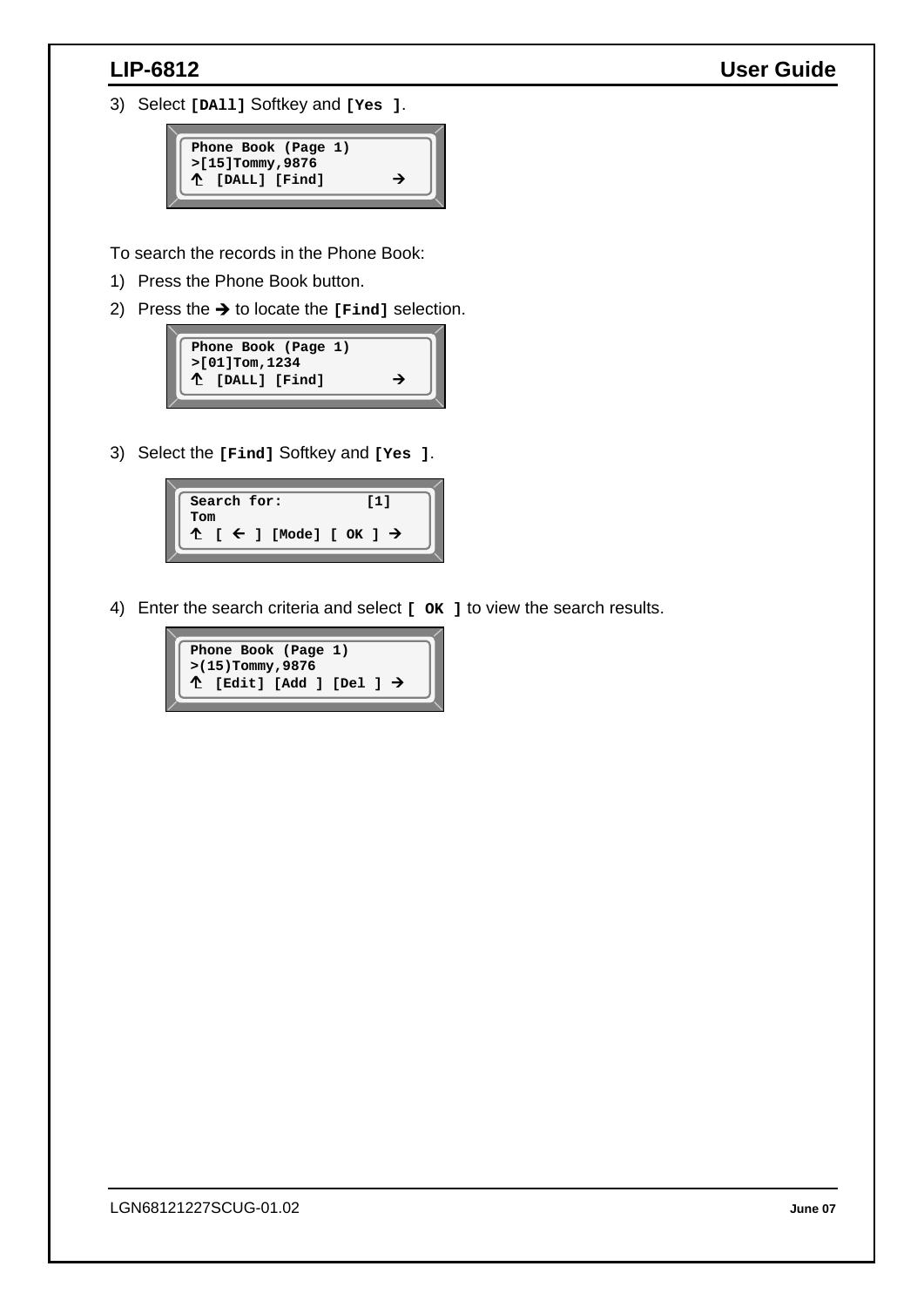3) Select **[DAll]** Softkey and **[Yes ]**.

```
Phone Book (Page 1)
>[15]Tommy,9876
↰ [DALL] [Find]      →
```

To search the records in the Phone Book:

1) Press the Phone Book button.
2) Press the → to locate the **[Find]** selection.

```
Phone Book (Page 1)
>[01]Tom,1234
↰ [DALL] [Find]      →
```

3) Select the **[Find]** Softkey and **[Yes ]**.

```
Search for:         [1]
Tom
↰ [ ← ] [Mode] [ OK ] →
```

4) Enter the search criteria and select **[ OK ]** to view the search results.

```
Phone Book (Page 1)
>(15)Tommy,9876
↰ [Edit] [Add ] [Del ] →
```